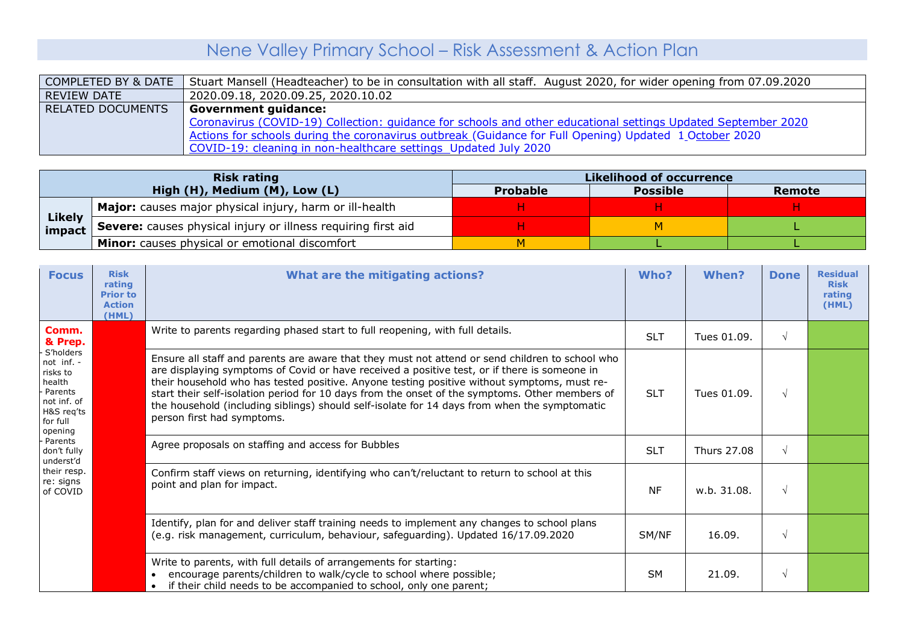# Nene Valley Primary School – Risk Assessment & Action Plan

| | |
|---|---|
| COMPLETED BY & DATE | Stuart Mansell (Headteacher) to be in consultation with all staff. August 2020, for wider opening from 07.09.2020 |
| REVIEW DATE | 2020.09.18, 2020.09.25, 2020.10.02 |
| RELATED DOCUMENTS | **Government guidance:**<br>Coronavirus (COVID-19) Collection: guidance for schools and other educational settings Updated September 2020<br>Actions for schools during the coronavirus outbreak (Guidance for Full Opening) Updated 1 October 2020<br>COVID-19: cleaning in non-healthcare settings Updated July 2020 |

| Risk rating High (H), Medium (M), Low (L) | | Likelihood of occurrence | | |
|---|---|---|---|---|
| | | **Probable** | **Possible** | **Remote** |
| **Likely impact** | **Major:** causes major physical injury, harm or ill-health | H | H | H |
| | **Severe:** causes physical injury or illness requiring first aid | H | M | L |
| | **Minor:** causes physical or emotional discomfort | M | L | L |

| Focus | Risk rating Prior to Action (HML) | What are the mitigating actions? | Who? | When? | Done | Residual Risk rating (HML) |
|---|---|---|---|---|---|---|
| **Comm. & Prep.**<br>- S'holders not inf. - risks to health<br>- Parents not inf. of H&S req'ts for full opening<br>- Parents don't fully underst'd their resp. re: signs of COVID | H | Write to parents regarding phased start to full reopening, with full details. | SLT | Tues 01.09. | √ | L |
| | | Ensure all staff and parents are aware that they must not attend or send children to school who are displaying symptoms of Covid or have received a positive test, or if there is someone in their household who has tested positive. Anyone testing positive without symptoms, must re-start their self-isolation period for 10 days from the onset of the symptoms. Other members of the household (including siblings) should self-isolate for 14 days from when the symptomatic person first had symptoms. | SLT | Tues 01.09. | √ | L |
| | | Agree proposals on staffing and access for Bubbles | SLT | Thurs 27.08 | √ | L |
| | | Confirm staff views on returning, identifying who can't/reluctant to return to school at this point and plan for impact. | NF | w.b. 31.08. | √ | L |
| | | Identify, plan for and deliver staff training needs to implement any changes to school plans (e.g. risk management, curriculum, behaviour, safeguarding). Updated 16/17.09.2020 | SM/NF | 16.09. | √ | L |
| | | Write to parents, with full details of arrangements for starting:<br>• encourage parents/children to walk/cycle to school where possible;<br>• if their child needs to be accompanied to school, only one parent; | SM | 21.09. | √ | L |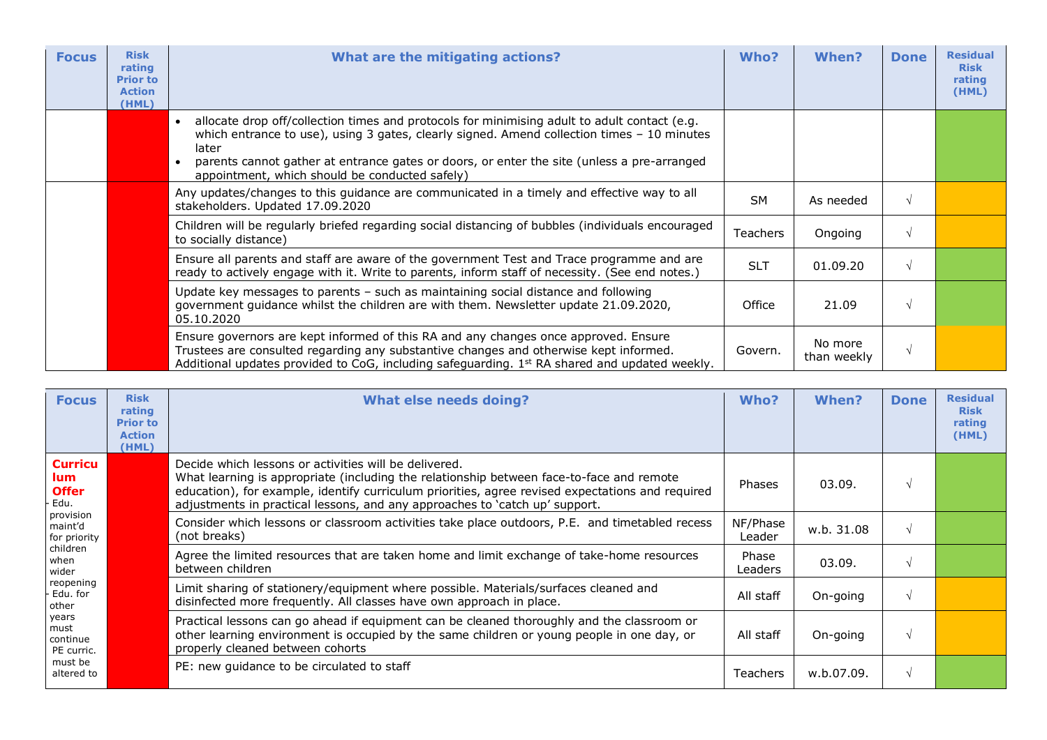| Focus | Risk rating Prior to Action (HML) | What are the mitigating actions? | Who? | When? | Done | Residual Risk rating (HML) |
|---|---|---|---|---|---|---|
| | | • allocate drop off/collection times and protocols for minimising adult to adult contact (e.g. which entrance to use), using 3 gates, clearly signed. Amend collection times – 10 minutes later<br>• parents cannot gather at entrance gates or doors, or enter the site (unless a pre-arranged appointment, which should be conducted safely) | | | | |
| | | Any updates/changes to this guidance are communicated in a timely and effective way to all stakeholders. Updated 17.09.2020 | SM | As needed | √ | |
| | | Children will be regularly briefed regarding social distancing of bubbles (individuals encouraged to socially distance) | Teachers | Ongoing | √ | |
| | | Ensure all parents and staff are aware of the government Test and Trace programme and are ready to actively engage with it. Write to parents, inform staff of necessity. (See end notes.) | SLT | 01.09.20 | √ | |
| | | Update key messages to parents – such as maintaining social distance and following government guidance whilst the children are with them. Newsletter update 21.09.2020, 05.10.2020 | Office | 21.09 | √ | |
| | | Ensure governors are kept informed of this RA and any changes once approved. Ensure Trustees are consulted regarding any substantive changes and otherwise kept informed. Additional updates provided to CoG, including safeguarding. 1st RA shared and updated weekly. | Govern. | No more than weekly | √ | |

| Focus | Risk rating Prior to Action (HML) | What else needs doing? | Who? | When? | Done | Residual Risk rating (HML) |
|---|---|---|---|---|---|---|
| **Curriculum Offer**<br>- Edu. provision maint'd for priority children when wider reopening<br>- Edu. for other years must continue<br>PE curric. must be altered to | | Decide which lessons or activities will be delivered.<br>What learning is appropriate (including the relationship between face-to-face and remote education), for example, identify curriculum priorities, agree revised expectations and required adjustments in practical lessons, and any approaches to 'catch up' support. | Phases | 03.09. | √ | |
| | | Consider which lessons or classroom activities take place outdoors, P.E. and timetabled recess (not breaks) | NF/Phase Leader | w.b. 31.08 | √ | |
| | | Agree the limited resources that are taken home and limit exchange of take-home resources between children | Phase Leaders | 03.09. | √ | |
| | | Limit sharing of stationery/equipment where possible. Materials/surfaces cleaned and disinfected more frequently. All classes have own approach in place. | All staff | On-going | √ | |
| | | Practical lessons can go ahead if equipment can be cleaned thoroughly and the classroom or other learning environment is occupied by the same children or young people in one day, or properly cleaned between cohorts | All staff | On-going | √ | |
| | | PE: new guidance to be circulated to staff | Teachers | w.b.07.09. | √ | |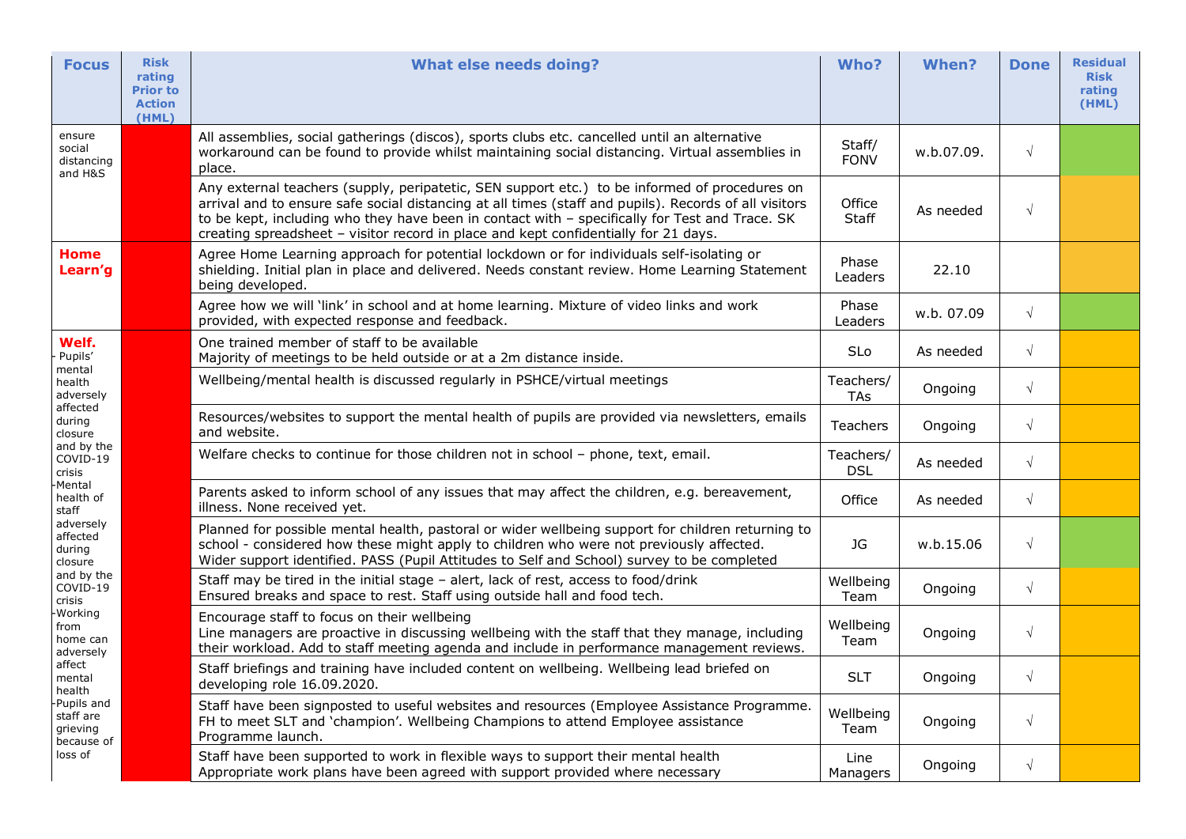| Focus | Risk rating Prior to Action (HML) | What else needs doing? | Who? | When? | Done | Residual Risk rating (HML) |
|---|---|---|---|---|---|---|
| ensure social distancing and H&S | | All assemblies, social gatherings (discos), sports clubs etc. cancelled until an alternative workaround can be found to provide whilst maintaining social distancing. Virtual assemblies in place. | Staff/ FONV | w.b.07.09. | √ | |
| | | Any external teachers (supply, peripatetic, SEN support etc.) to be informed of procedures on arrival and to ensure safe social distancing at all times (staff and pupils). Records of all visitors to be kept, including who they have been in contact with – specifically for Test and Trace. SK creating spreadsheet – visitor record in place and kept confidentially for 21 days. | Office Staff | As needed | √ | |
| **Home Learn'g** | | Agree Home Learning approach for potential lockdown or for individuals self-isolating or shielding. Initial plan in place and delivered. Needs constant review. Home Learning Statement being developed. | Phase Leaders | 22.10 | | |
| | | Agree how we will 'link' in school and at home learning. Mixture of video links and work provided, with expected response and feedback. | Phase Leaders | w.b. 07.09 | √ | |
| **Welf.** - Pupils' mental health adversely affected during closure and by the COVID-19 crisis -Mental health of staff adversely affected during closure and by the COVID-19 crisis -Working from home can adversely affect mental health -Pupils and staff are grieving because of loss of | | One trained member of staff to be available<br>Majority of meetings to be held outside or at a 2m distance inside. | SLo | As needed | √ | |
| | | Wellbeing/mental health is discussed regularly in PSHCE/virtual meetings | Teachers/ TAs | Ongoing | √ | |
| | | Resources/websites to support the mental health of pupils are provided via newsletters, emails and website. | Teachers | Ongoing | √ | |
| | | Welfare checks to continue for those children not in school – phone, text, email. | Teachers/ DSL | As needed | √ | |
| | | Parents asked to inform school of any issues that may affect the children, e.g. bereavement, illness. None received yet. | Office | As needed | √ | |
| | | Planned for possible mental health, pastoral or wider wellbeing support for children returning to school - considered how these might apply to children who were not previously affected.<br>Wider support identified. PASS (Pupil Attitudes to Self and School) survey to be completed | JG | w.b.15.06 | √ | |
| | | Staff may be tired in the initial stage – alert, lack of rest, access to food/drink<br>Ensured breaks and space to rest. Staff using outside hall and food tech. | Wellbeing Team | Ongoing | √ | |
| | | Encourage staff to focus on their wellbeing<br>Line managers are proactive in discussing wellbeing with the staff that they manage, including their workload. Add to staff meeting agenda and include in performance management reviews. | Wellbeing Team | Ongoing | √ | |
| | | Staff briefings and training have included content on wellbeing. Wellbeing lead briefed on developing role 16.09.2020. | SLT | Ongoing | √ | |
| | | Staff have been signposted to useful websites and resources (Employee Assistance Programme. FH to meet SLT and 'champion'. Wellbeing Champions to attend Employee assistance Programme launch. | Wellbeing Team | Ongoing | √ | |
| | | Staff have been supported to work in flexible ways to support their mental health<br>Appropriate work plans have been agreed with support provided where necessary | Line Managers | Ongoing | √ | |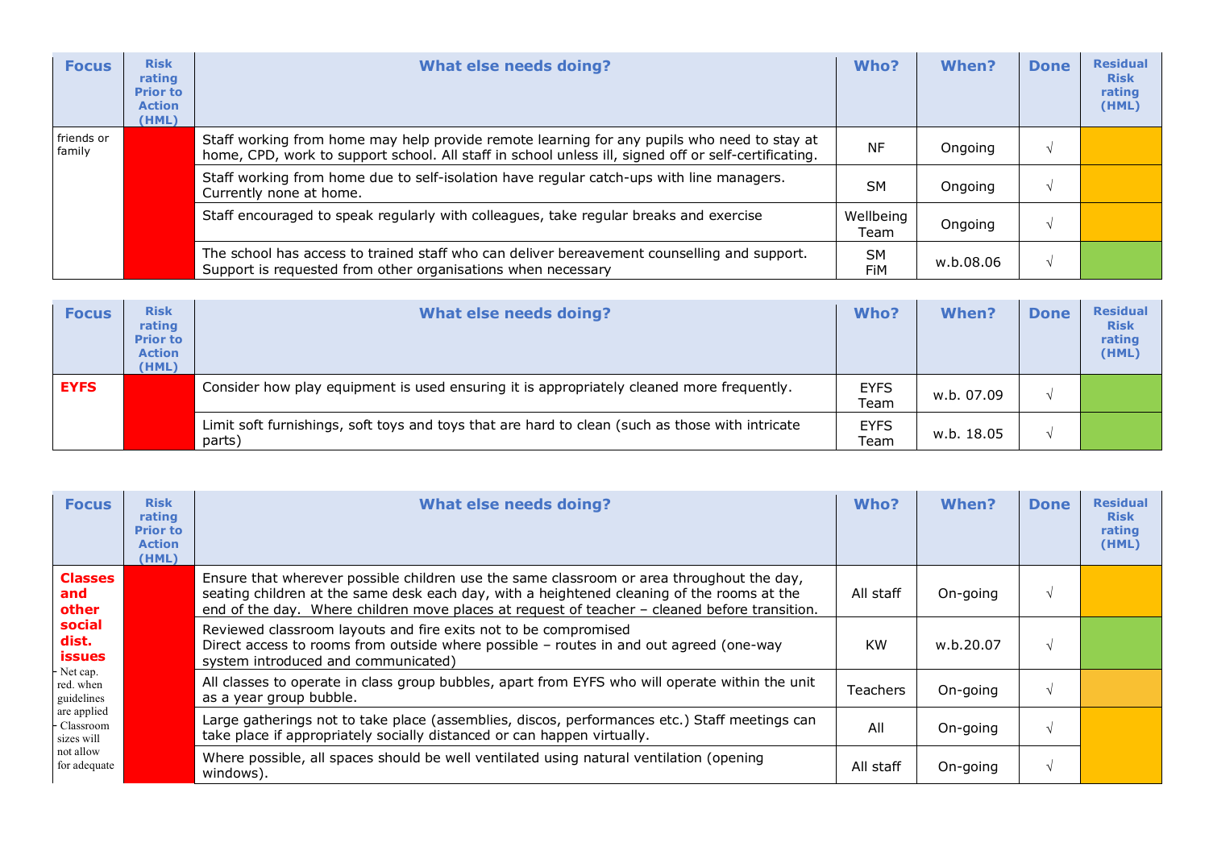| Focus | Risk rating Prior to Action (HML) | What else needs doing? | Who? | When? | Done | Residual Risk rating (HML) |
|---|---|---|---|---|---|---|
| friends or family | | Staff working from home may help provide remote learning for any pupils who need to stay at home, CPD, work to support school. All staff in school unless ill, signed off or self-certificating. | NF | Ongoing | √ | |
| | | Staff working from home due to self-isolation have regular catch-ups with line managers. Currently none at home. | SM | Ongoing | √ | |
| | | Staff encouraged to speak regularly with colleagues, take regular breaks and exercise | Wellbeing Team | Ongoing | √ | |
| | | The school has access to trained staff who can deliver bereavement counselling and support. Support is requested from other organisations when necessary | SM FiM | w.b.08.06 | √ | |

| Focus | Risk rating Prior to Action (HML) | What else needs doing? | Who? | When? | Done | Residual Risk rating (HML) |
|---|---|---|---|---|---|---|
| **EYFS** | | Consider how play equipment is used ensuring it is appropriately cleaned more frequently. | EYFS Team | w.b. 07.09 | √ | |
| | | Limit soft furnishings, soft toys and toys that are hard to clean (such as those with intricate parts) | EYFS Team | w.b. 18.05 | √ | |

| Focus | Risk rating Prior to Action (HML) | What else needs doing? | Who? | When? | Done | Residual Risk rating (HML) |
|---|---|---|---|---|---|---|
| **Classes and other social dist. issues** - Net cap. red. when guidelines are applied - Classroom sizes will not allow for adequate | | Ensure that wherever possible children use the same classroom or area throughout the day, seating children at the same desk each day, with a heightened cleaning of the rooms at the end of the day. Where children move places at request of teacher – cleaned before transition. | All staff | On-going | √ | |
| | | Reviewed classroom layouts and fire exits not to be compromised<br>Direct access to rooms from outside where possible – routes in and out agreed (one-way system introduced and communicated) | KW | w.b.20.07 | √ | |
| | | All classes to operate in class group bubbles, apart from EYFS who will operate within the unit as a year group bubble. | Teachers | On-going | √ | |
| | | Large gatherings not to take place (assemblies, discos, performances etc.) Staff meetings can take place if appropriately socially distanced or can happen virtually. | All | On-going | √ | |
| | | Where possible, all spaces should be well ventilated using natural ventilation (opening windows). | All staff | On-going | √ | |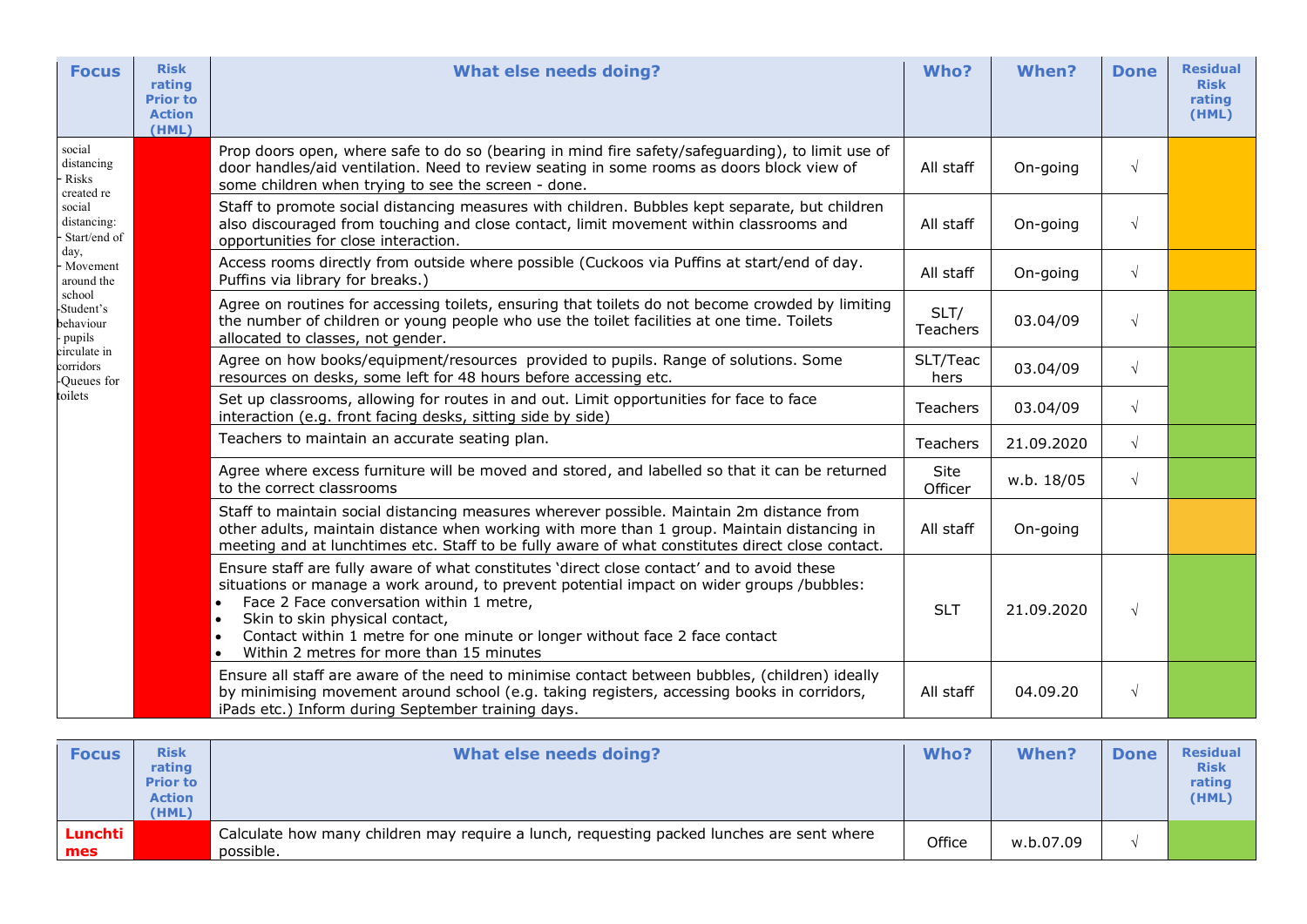| Focus | Risk rating Prior to Action (HML) | What else needs doing? | Who? | When? | Done | Residual Risk rating (HML) |
|---|---|---|---|---|---|---|
| social distancing - Risks created re social distancing: - Start/end of day, - Movement around the school -Student's behaviour - pupils circulate in corridors -Queues for toilets | | Prop doors open, where safe to do so (bearing in mind fire safety/safeguarding), to limit use of door handles/aid ventilation. Need to review seating in some rooms as doors block view of some children when trying to see the screen - done. | All staff | On-going | √ | |
| | | Staff to promote social distancing measures with children. Bubbles kept separate, but children also discouraged from touching and close contact, limit movement within classrooms and opportunities for close interaction. | All staff | On-going | √ | |
| | | Access rooms directly from outside where possible (Cuckoos via Puffins at start/end of day. Puffins via library for breaks.) | All staff | On-going | √ | |
| | | Agree on routines for accessing toilets, ensuring that toilets do not become crowded by limiting the number of children or young people who use the toilet facilities at one time. Toilets allocated to classes, not gender. | SLT/ Teachers | 03.04/09 | √ | |
| | | Agree on how books/equipment/resources provided to pupils. Range of solutions. Some resources on desks, some left for 48 hours before accessing etc. | SLT/Teachers | 03.04/09 | √ | |
| | | Set up classrooms, allowing for routes in and out. Limit opportunities for face to face interaction (e.g. front facing desks, sitting side by side) | Teachers | 03.04/09 | √ | |
| | | Teachers to maintain an accurate seating plan. | Teachers | 21.09.2020 | √ | |
| | | Agree where excess furniture will be moved and stored, and labelled so that it can be returned to the correct classrooms | Site Officer | w.b. 18/05 | √ | |
| | | Staff to maintain social distancing measures wherever possible. Maintain 2m distance from other adults, maintain distance when working with more than 1 group. Maintain distancing in meeting and at lunchtimes etc. Staff to be fully aware of what constitutes direct close contact. | All staff | On-going | | |
| | | Ensure staff are fully aware of what constitutes 'direct close contact' and to avoid these situations or manage a work around, to prevent potential impact on wider groups /bubbles: <br>• Face 2 Face conversation within 1 metre, <br>• Skin to skin physical contact, <br>• Contact within 1 metre for one minute or longer without face 2 face contact <br>• Within 2 metres for more than 15 minutes | SLT | 21.09.2020 | √ | |
| | | Ensure all staff are aware of the need to minimise contact between bubbles, (children) ideally by minimising movement around school (e.g. taking registers, accessing books in corridors, iPads etc.) Inform during September training days. | All staff | 04.09.20 | √ | |

| Focus | Risk rating Prior to Action (HML) | What else needs doing? | Who? | When? | Done | Residual Risk rating (HML) |
|---|---|---|---|---|---|---|
| **Lunchtimes** | | Calculate how many children may require a lunch, requesting packed lunches are sent where possible. | Office | w.b.07.09 | √ | |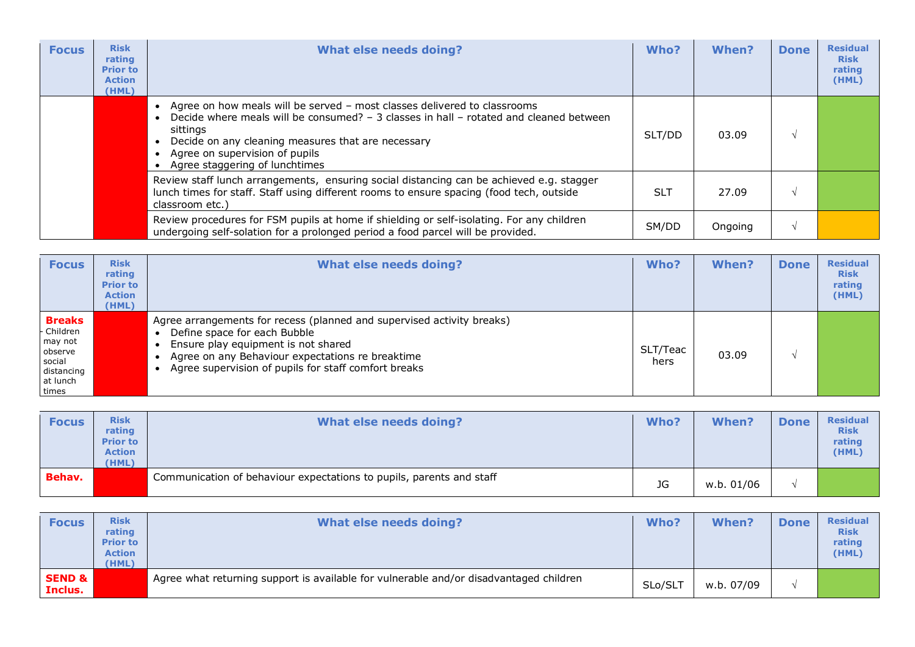| Focus | Risk rating Prior to Action (HML) | What else needs doing? | Who? | When? | Done | Residual Risk rating (HML) |
|---|---|---|---|---|---|---|
| | | • Agree on how meals will be served – most classes delivered to classrooms<br>• Decide where meals will be consumed? – 3 classes in hall – rotated and cleaned between sittings<br>• Decide on any cleaning measures that are necessary<br>• Agree on supervision of pupils<br>• Agree staggering of lunchtimes | SLT/DD | 03.09 | √ | |
| | | Review staff lunch arrangements, ensuring social distancing can be achieved e.g. stagger lunch times for staff. Staff using different rooms to ensure spacing (food tech, outside classroom etc.) | SLT | 27.09 | √ | |
| | | Review procedures for FSM pupils at home if shielding or self-isolating. For any children undergoing self-solation for a prolonged period a food parcel will be provided. | SM/DD | Ongoing | √ | |

| Focus | Risk rating Prior to Action (HML) | What else needs doing? | Who? | When? | Done | Residual Risk rating (HML) |
|---|---|---|---|---|---|---|
| **Breaks** - Children may not observe social distancing at lunch times | | Agree arrangements for recess (planned and supervised activity breaks)<br>• Define space for each Bubble<br>• Ensure play equipment is not shared<br>• Agree on any Behaviour expectations re breaktime<br>• Agree supervision of pupils for staff comfort breaks | SLT/Teachers | 03.09 | √ | |

| Focus | Risk rating Prior to Action (HML) | What else needs doing? | Who? | When? | Done | Residual Risk rating (HML) |
|---|---|---|---|---|---|---|
| **Behav.** | | Communication of behaviour expectations to pupils, parents and staff | JG | w.b. 01/06 | √ | |

| Focus | Risk rating Prior to Action (HML) | What else needs doing? | Who? | When? | Done | Residual Risk rating (HML) |
|---|---|---|---|---|---|---|
| **SEND & Inclus.** | | Agree what returning support is available for vulnerable and/or disadvantaged children | SLo/SLT | w.b. 07/09 | √ | |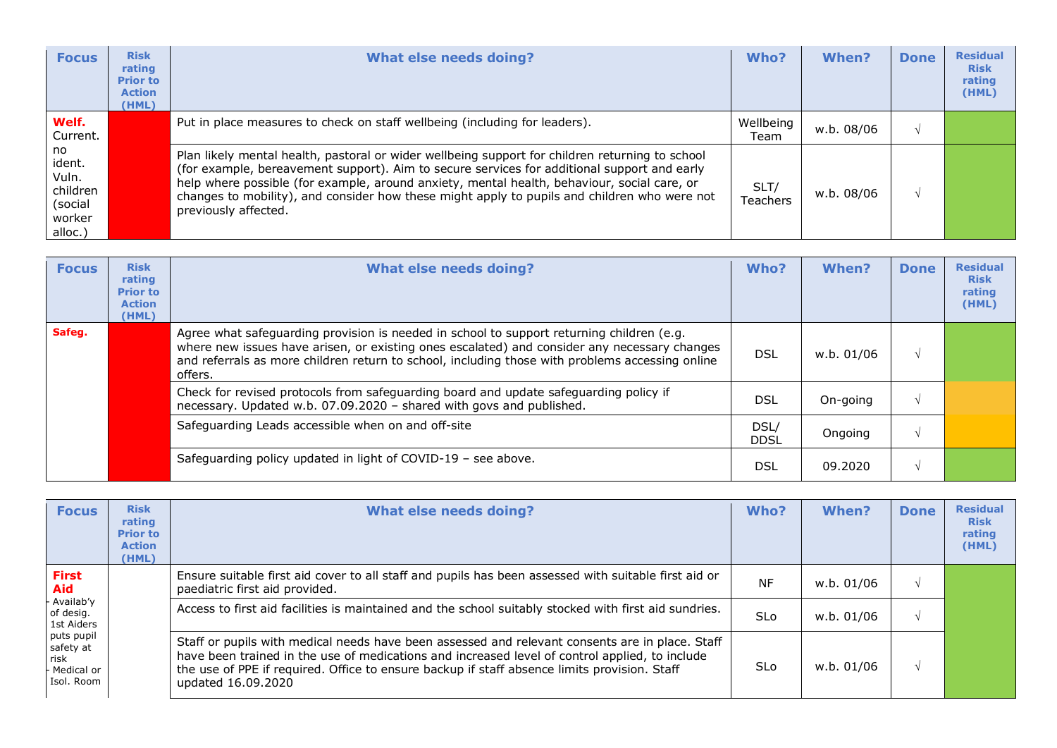| Focus | Risk rating Prior to Action (HML) | What else needs doing? | Who? | When? | Done | Residual Risk rating (HML) |
|---|---|---|---|---|---|---|
| **Welf.** Current. no ident. Vuln. children (social worker alloc.) | | Put in place measures to check on staff wellbeing (including for leaders). | Wellbeing Team | w.b. 08/06 | √ | |
| | | Plan likely mental health, pastoral or wider wellbeing support for children returning to school (for example, bereavement support). Aim to secure services for additional support and early help where possible (for example, around anxiety, mental health, behaviour, social care, or changes to mobility), and consider how these might apply to pupils and children who were not previously affected. | SLT/ Teachers | w.b. 08/06 | √ | |

| Focus | Risk rating Prior to Action (HML) | What else needs doing? | Who? | When? | Done | Residual Risk rating (HML) |
|---|---|---|---|---|---|---|
| **Safeg.** | | Agree what safeguarding provision is needed in school to support returning children (e.g. where new issues have arisen, or existing ones escalated) and consider any necessary changes and referrals as more children return to school, including those with problems accessing online offers. | DSL | w.b. 01/06 | √ | |
| | | Check for revised protocols from safeguarding board and update safeguarding policy if necessary. Updated w.b. 07.09.2020 – shared with govs and published. | DSL | On-going | √ | |
| | | Safeguarding Leads accessible when on and off-site | DSL/ DDSL | Ongoing | √ | |
| | | Safeguarding policy updated in light of COVID-19 – see above. | DSL | 09.2020 | √ | |

| Focus | Risk rating Prior to Action (HML) | What else needs doing? | Who? | When? | Done | Residual Risk rating (HML) |
|---|---|---|---|---|---|---|
| **First Aid** - Availab'y of desig. 1st Aiders puts pupil safety at risk - Medical or Isol. Room | | Ensure suitable first aid cover to all staff and pupils has been assessed with suitable first aid or paediatric first aid provided. | NF | w.b. 01/06 | √ | |
| | | Access to first aid facilities is maintained and the school suitably stocked with first aid sundries. | SLo | w.b. 01/06 | √ | |
| | | Staff or pupils with medical needs have been assessed and relevant consents are in place. Staff have been trained in the use of medications and increased level of control applied, to include the use of PPE if required. Office to ensure backup if staff absence limits provision. Staff updated 16.09.2020 | SLo | w.b. 01/06 | √ | |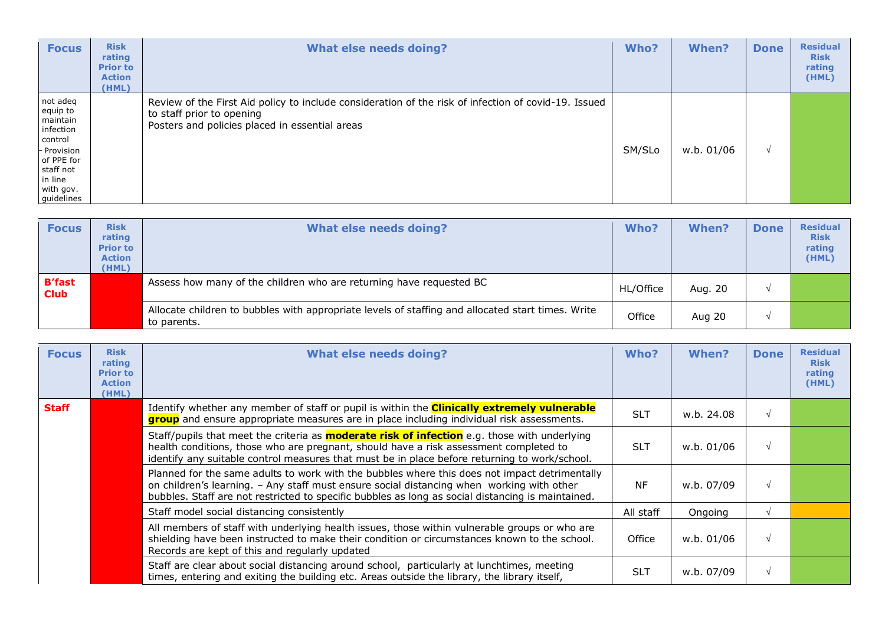| Focus | Risk rating Prior to Action (HML) | What else needs doing? | Who? | When? | Done | Residual Risk rating (HML) |
|---|---|---|---|---|---|---|
| not adeq equip to maintain infection control - Provision of PPE for staff not in line with gov. guidelines | | Review of the First Aid policy to include consideration of the risk of infection of covid-19. Issued to staff prior to opening<br>Posters and policies placed in essential areas | SM/SLo | w.b. 01/06 | √ | |

| Focus | Risk rating Prior to Action (HML) | What else needs doing? | Who? | When? | Done | Residual Risk rating (HML) |
|---|---|---|---|---|---|---|
| **B'fast Club** | | Assess how many of the children who are returning have requested BC | HL/Office | Aug. 20 | √ | |
| | | Allocate children to bubbles with appropriate levels of staffing and allocated start times. Write to parents. | Office | Aug 20 | √ | |

| Focus | Risk rating Prior to Action (HML) | What else needs doing? | Who? | When? | Done | Residual Risk rating (HML) |
|---|---|---|---|---|---|---|
| **Staff** | | Identify whether any member of staff or pupil is within the **Clinically extremely vulnerable group** and ensure appropriate measures are in place including individual risk assessments. | SLT | w.b. 24.08 | √ | |
| | | Staff/pupils that meet the criteria as **moderate risk of infection** e.g. those with underlying health conditions, those who are pregnant, should have a risk assessment completed to identify any suitable control measures that must be in place before returning to work/school. | SLT | w.b. 01/06 | √ | |
| | | Planned for the same adults to work with the bubbles where this does not impact detrimentally on children's learning. – Any staff must ensure social distancing when working with other bubbles. Staff are not restricted to specific bubbles as long as social distancing is maintained. | NF | w.b. 07/09 | √ | |
| | | Staff model social distancing consistently | All staff | Ongoing | √ | |
| | | All members of staff with underlying health issues, those within vulnerable groups or who are shielding have been instructed to make their condition or circumstances known to the school. Records are kept of this and regularly updated | Office | w.b. 01/06 | √ | |
| | | Staff are clear about social distancing around school, particularly at lunchtimes, meeting times, entering and exiting the building etc. Areas outside the library, the library itself, | SLT | w.b. 07/09 | √ | |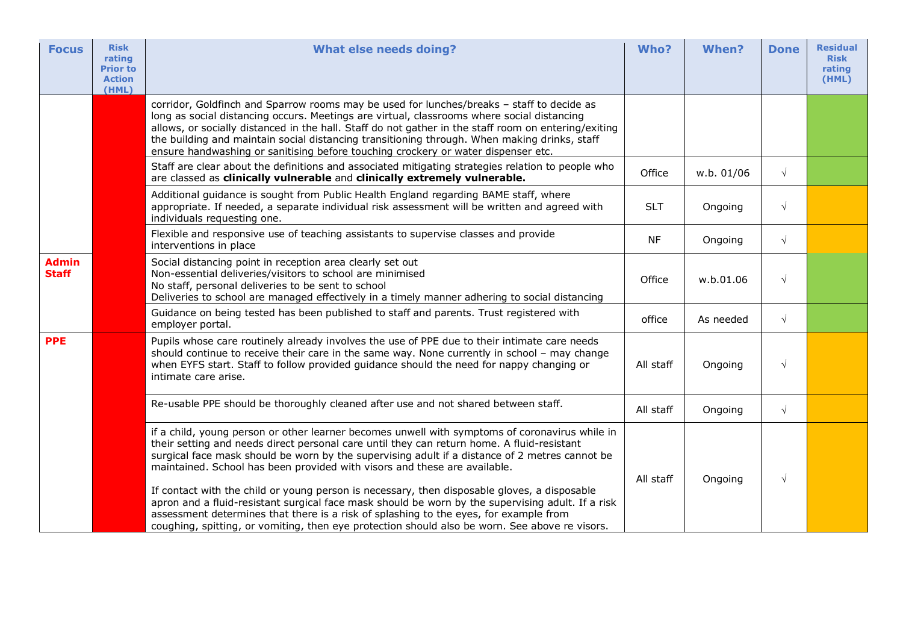| Focus | Risk rating Prior to Action (HML) | What else needs doing? | Who? | When? | Done | Residual Risk rating (HML) |
|---|---|---|---|---|---|---|
| | | corridor, Goldfinch and Sparrow rooms may be used for lunches/breaks – staff to decide as long as social distancing occurs. Meetings are virtual, classrooms where social distancing allows, or socially distanced in the hall. Staff do not gather in the staff room on entering/exiting the building and maintain social distancing transitioning through. When making drinks, staff ensure handwashing or sanitising before touching crockery or water dispenser etc. | | | | |
| | | Staff are clear about the definitions and associated mitigating strategies relation to people who are classed as **clinically vulnerable** and **clinically extremely vulnerable.** | Office | w.b. 01/06 | √ | |
| | | Additional guidance is sought from Public Health England regarding BAME staff, where appropriate. If needed, a separate individual risk assessment will be written and agreed with individuals requesting one. | SLT | Ongoing | √ | |
| | | Flexible and responsive use of teaching assistants to supervise classes and provide interventions in place | NF | Ongoing | √ | |
| **Admin Staff** | | Social distancing point in reception area clearly set out<br>Non-essential deliveries/visitors to school are minimised<br>No staff, personal deliveries to be sent to school<br>Deliveries to school are managed effectively in a timely manner adhering to social distancing | Office | w.b.01.06 | √ | |
| | | Guidance on being tested has been published to staff and parents. Trust registered with employer portal. | office | As needed | √ | |
| **PPE** | | Pupils whose care routinely already involves the use of PPE due to their intimate care needs should continue to receive their care in the same way. None currently in school – may change when EYFS start. Staff to follow provided guidance should the need for nappy changing or intimate care arise. | All staff | Ongoing | √ | |
| | | Re-usable PPE should be thoroughly cleaned after use and not shared between staff. | All staff | Ongoing | √ | |
| | | if a child, young person or other learner becomes unwell with symptoms of coronavirus while in their setting and needs direct personal care until they can return home. A fluid-resistant surgical face mask should be worn by the supervising adult if a distance of 2 metres cannot be maintained. School has been provided with visors and these are available.<br><br>If contact with the child or young person is necessary, then disposable gloves, a disposable apron and a fluid-resistant surgical face mask should be worn by the supervising adult. If a risk assessment determines that there is a risk of splashing to the eyes, for example from coughing, spitting, or vomiting, then eye protection should also be worn. See above re visors. | All staff | Ongoing | √ | |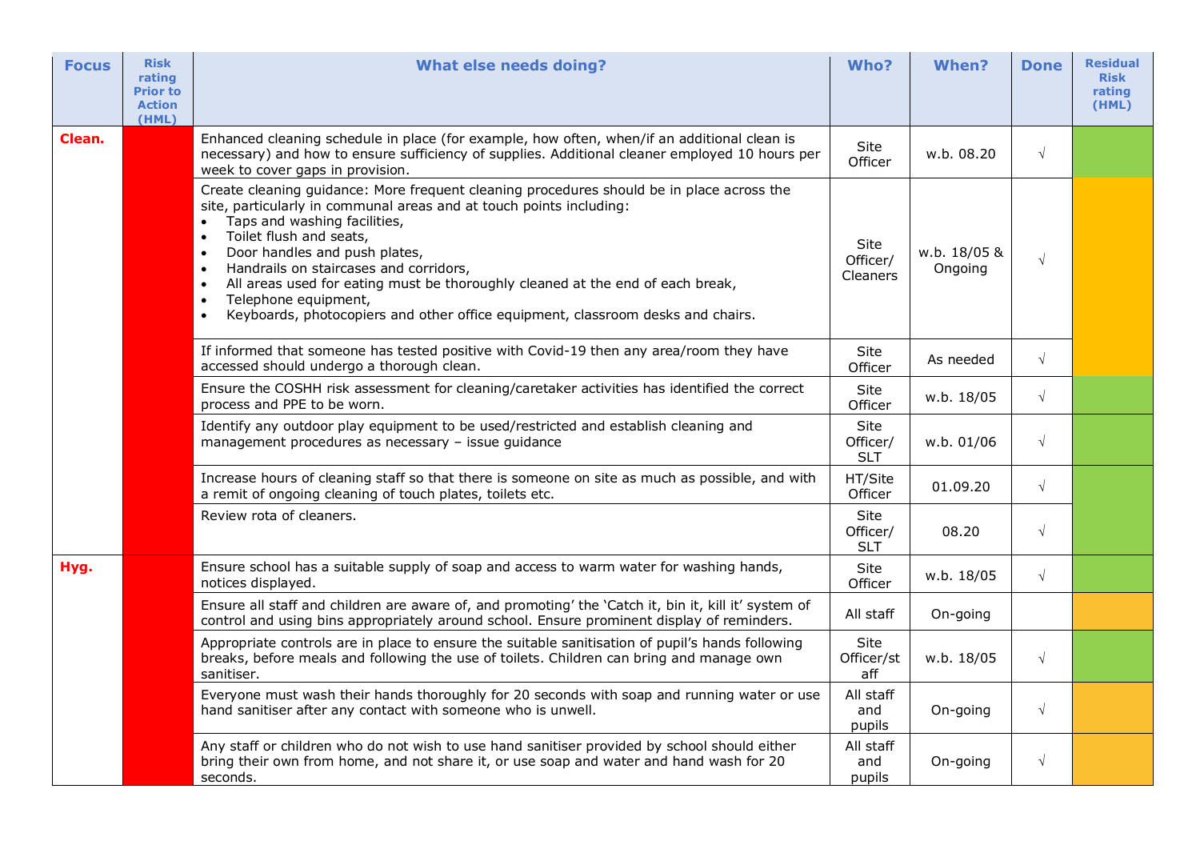| Focus | Risk rating Prior to Action (HML) | What else needs doing? | Who? | When? | Done | Residual Risk rating (HML) |
|---|---|---|---|---|---|---|
| **Clean.** | | Enhanced cleaning schedule in place (for example, how often, when/if an additional clean is necessary) and how to ensure sufficiency of supplies. Additional cleaner employed 10 hours per week to cover gaps in provision. | Site Officer | w.b. 08.20 | √ | |
| | | Create cleaning guidance: More frequent cleaning procedures should be in place across the site, particularly in communal areas and at touch points including:<br>• Taps and washing facilities,<br>• Toilet flush and seats,<br>• Door handles and push plates,<br>• Handrails on staircases and corridors,<br>• All areas used for eating must be thoroughly cleaned at the end of each break,<br>• Telephone equipment,<br>• Keyboards, photocopiers and other office equipment, classroom desks and chairs. | Site Officer/ Cleaners | w.b. 18/05 & Ongoing | √ | |
| | | If informed that someone has tested positive with Covid-19 then any area/room they have accessed should undergo a thorough clean. | Site Officer | As needed | √ | |
| | | Ensure the COSHH risk assessment for cleaning/caretaker activities has identified the correct process and PPE to be worn. | Site Officer | w.b. 18/05 | √ | |
| | | Identify any outdoor play equipment to be used/restricted and establish cleaning and management procedures as necessary – issue guidance | Site Officer/ SLT | w.b. 01/06 | √ | |
| | | Increase hours of cleaning staff so that there is someone on site as much as possible, and with a remit of ongoing cleaning of touch plates, toilets etc. | HT/Site Officer | 01.09.20 | √ | |
| | | Review rota of cleaners. | Site Officer/ SLT | 08.20 | √ | |
| **Hyg.** | | Ensure school has a suitable supply of soap and access to warm water for washing hands, notices displayed. | Site Officer | w.b. 18/05 | √ | |
| | | Ensure all staff and children are aware of, and promoting' the 'Catch it, bin it, kill it' system of control and using bins appropriately around school. Ensure prominent display of reminders. | All staff | On-going | | |
| | | Appropriate controls are in place to ensure the suitable sanitisation of pupil's hands following breaks, before meals and following the use of toilets. Children can bring and manage own sanitiser. | Site Officer/staff | w.b. 18/05 | √ | |
| | | Everyone must wash their hands thoroughly for 20 seconds with soap and running water or use hand sanitiser after any contact with someone who is unwell. | All staff and pupils | On-going | √ | |
| | | Any staff or children who do not wish to use hand sanitiser provided by school should either bring their own from home, and not share it, or use soap and water and hand wash for 20 seconds. | All staff and pupils | On-going | √ | |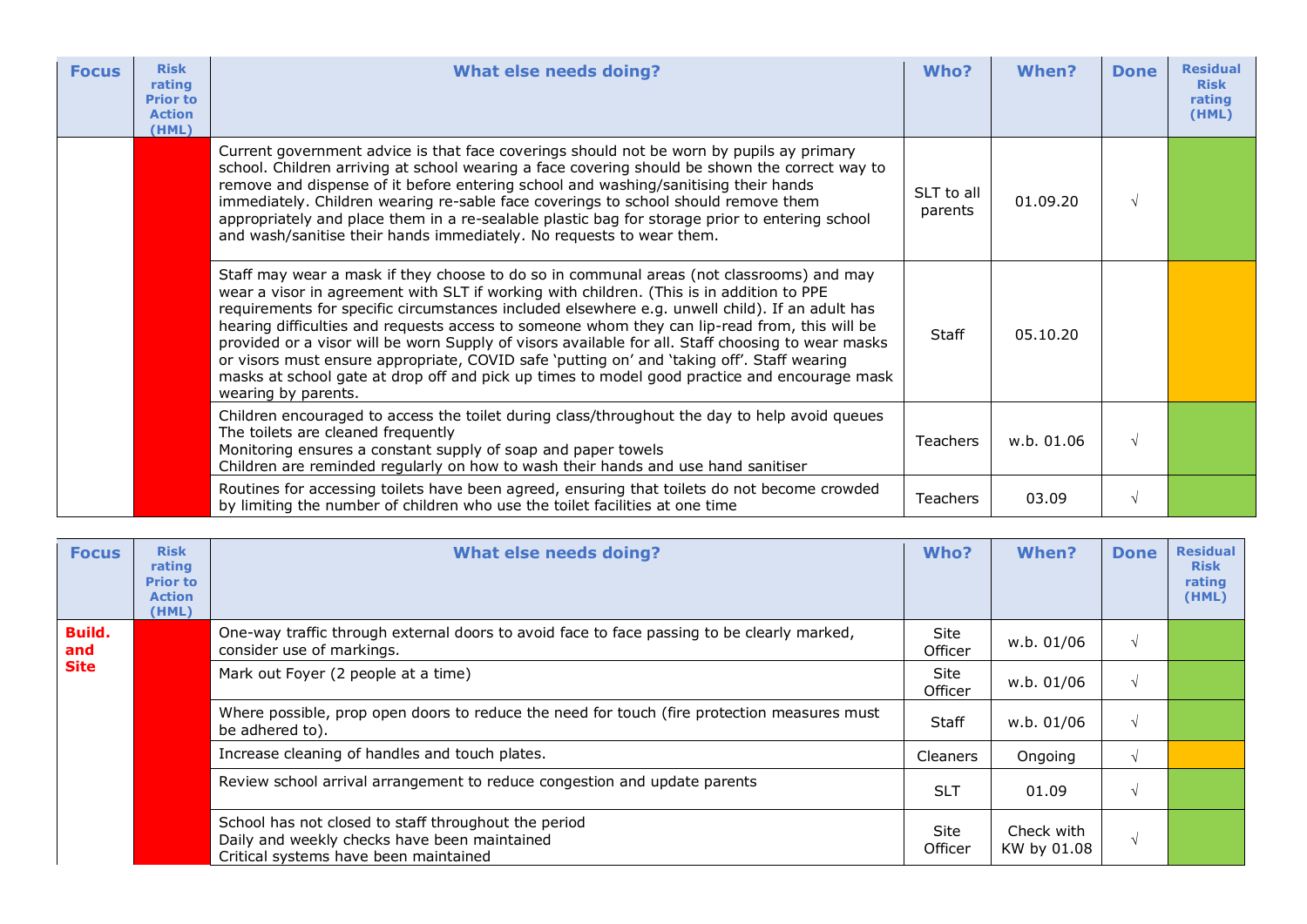| Focus | Risk rating Prior to Action (HML) | What else needs doing? | Who? | When? | Done | Residual Risk rating (HML) |
|---|---|---|---|---|---|---|
| | | Current government advice is that face coverings should not be worn by pupils ay primary school. Children arriving at school wearing a face covering should be shown the correct way to remove and dispense of it before entering school and washing/sanitising their hands immediately. Children wearing re-sable face coverings to school should remove them appropriately and place them in a re-sealable plastic bag for storage prior to entering school and wash/sanitise their hands immediately. No requests to wear them. | SLT to all parents | 01.09.20 | √ | |
| | | Staff may wear a mask if they choose to do so in communal areas (not classrooms) and may wear a visor in agreement with SLT if working with children. (This is in addition to PPE requirements for specific circumstances included elsewhere e.g. unwell child). If an adult has hearing difficulties and requests access to someone whom they can lip-read from, this will be provided or a visor will be worn Supply of visors available for all. Staff choosing to wear masks or visors must ensure appropriate, COVID safe 'putting on' and 'taking off'. Staff wearing masks at school gate at drop off and pick up times to model good practice and encourage mask wearing by parents. | Staff | 05.10.20 | | |
| | | Children encouraged to access the toilet during class/throughout the day to help avoid queues<br>The toilets are cleaned frequently<br>Monitoring ensures a constant supply of soap and paper towels<br>Children are reminded regularly on how to wash their hands and use hand sanitiser | Teachers | w.b. 01.06 | √ | |
| | | Routines for accessing toilets have been agreed, ensuring that toilets do not become crowded by limiting the number of children who use the toilet facilities at one time | Teachers | 03.09 | √ | |

| Focus | Risk rating Prior to Action (HML) | What else needs doing? | Who? | When? | Done | Residual Risk rating (HML) |
|---|---|---|---|---|---|---|
| **Build. and Site** | | One-way traffic through external doors to avoid face to face passing to be clearly marked, consider use of markings. | Site Officer | w.b. 01/06 | √ | |
| | | Mark out Foyer (2 people at a time) | Site Officer | w.b. 01/06 | √ | |
| | | Where possible, prop open doors to reduce the need for touch (fire protection measures must be adhered to). | Staff | w.b. 01/06 | √ | |
| | | Increase cleaning of handles and touch plates. | Cleaners | Ongoing | √ | |
| | | Review school arrival arrangement to reduce congestion and update parents | SLT | 01.09 | √ | |
| | | School has not closed to staff throughout the period<br>Daily and weekly checks have been maintained<br>Critical systems have been maintained | Site Officer | Check with KW by 01.08 | √ | |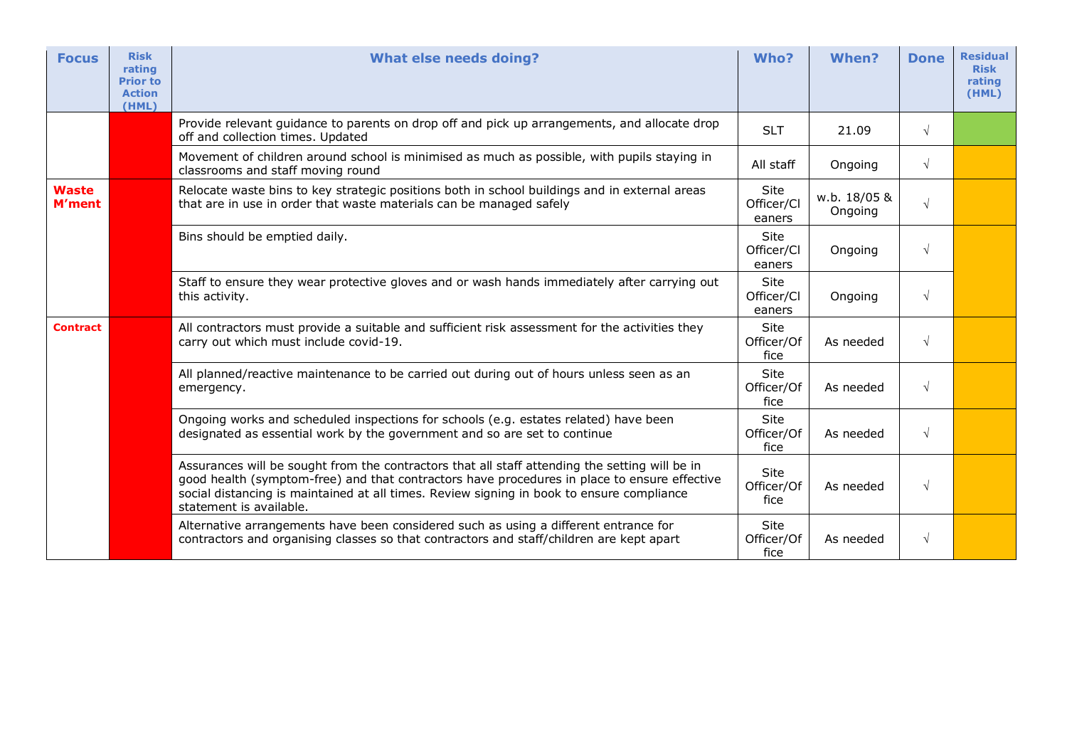| Focus | Risk rating Prior to Action (HML) | What else needs doing? | Who? | When? | Done | Residual Risk rating (HML) |
|---|---|---|---|---|---|---|
| | | Provide relevant guidance to parents on drop off and pick up arrangements, and allocate drop off and collection times. Updated | SLT | 21.09 | √ | |
| | | Movement of children around school is minimised as much as possible, with pupils staying in classrooms and staff moving round | All staff | Ongoing | √ | |
| **Waste M'ment** | | Relocate waste bins to key strategic positions both in school buildings and in external areas that are in use in order that waste materials can be managed safely | Site Officer/Cleaners | w.b. 18/05 & Ongoing | √ | |
| | | Bins should be emptied daily. | Site Officer/Cleaners | Ongoing | √ | |
| | | Staff to ensure they wear protective gloves and or wash hands immediately after carrying out this activity. | Site Officer/Cleaners | Ongoing | √ | |
| **Contract** | | All contractors must provide a suitable and sufficient risk assessment for the activities they carry out which must include covid-19. | Site Officer/Office | As needed | √ | |
| | | All planned/reactive maintenance to be carried out during out of hours unless seen as an emergency. | Site Officer/Office | As needed | √ | |
| | | Ongoing works and scheduled inspections for schools (e.g. estates related) have been designated as essential work by the government and so are set to continue | Site Officer/Office | As needed | √ | |
| | | Assurances will be sought from the contractors that all staff attending the setting will be in good health (symptom-free) and that contractors have procedures in place to ensure effective social distancing is maintained at all times. Review signing in book to ensure compliance statement is available. | Site Officer/Office | As needed | √ | |
| | | Alternative arrangements have been considered such as using a different entrance for contractors and organising classes so that contractors and staff/children are kept apart | Site Officer/Office | As needed | √ | |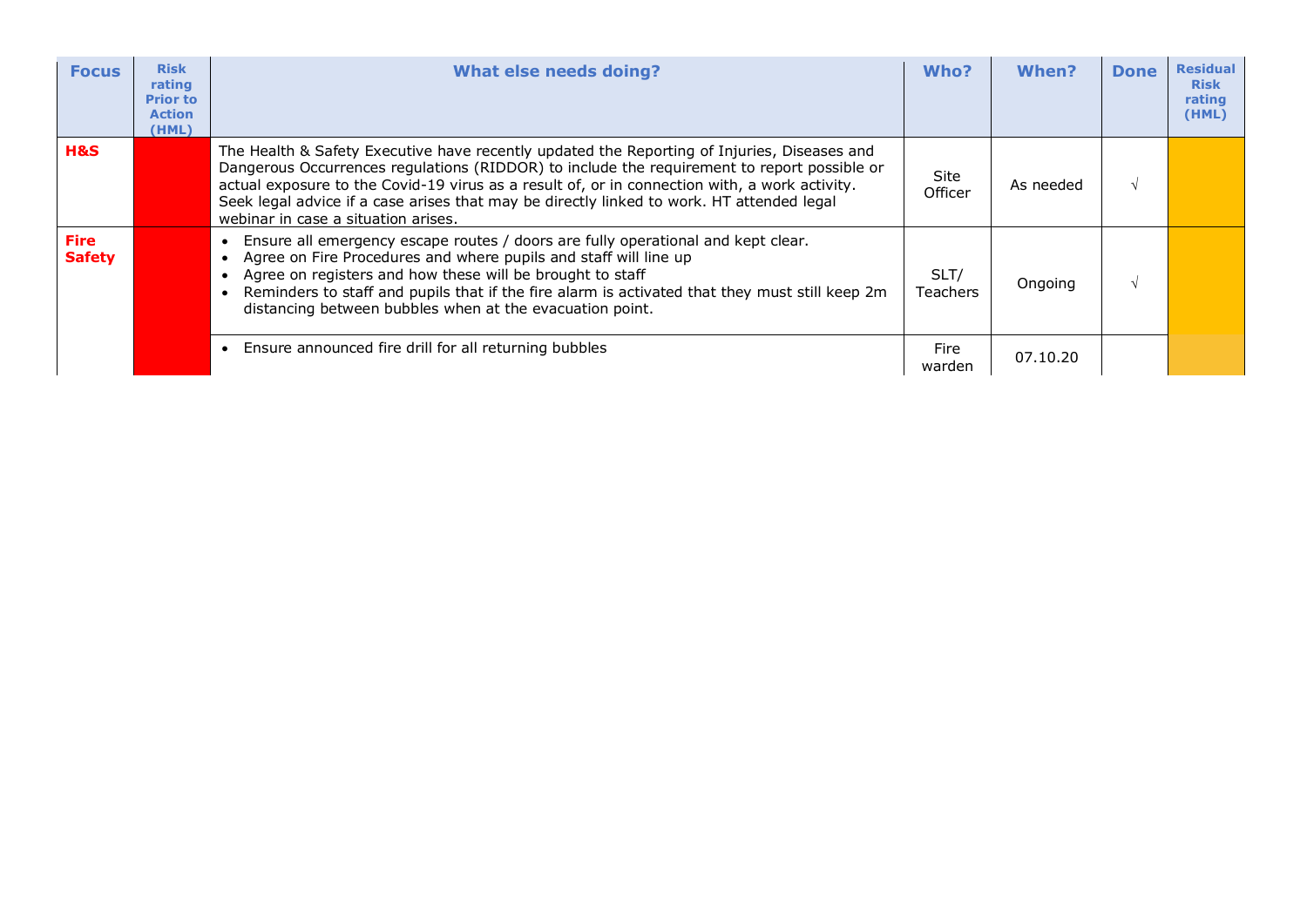| Focus | Risk rating Prior to Action (HML) | What else needs doing? | Who? | When? | Done | Residual Risk rating (HML) |
|---|---|---|---|---|---|---|
| H&S | | The Health & Safety Executive have recently updated the Reporting of Injuries, Diseases and Dangerous Occurrences regulations (RIDDOR) to include the requirement to report possible or actual exposure to the Covid-19 virus as a result of, or in connection with, a work activity. Seek legal advice if a case arises that may be directly linked to work. HT attended legal webinar in case a situation arises. | Site Officer | As needed | √ | |
| Fire Safety | | • Ensure all emergency escape routes / doors are fully operational and kept clear.<br>• Agree on Fire Procedures and where pupils and staff will line up<br>• Agree on registers and how these will be brought to staff<br>• Reminders to staff and pupils that if the fire alarm is activated that they must still keep 2m distancing between bubbles when at the evacuation point. | SLT/ Teachers | Ongoing | √ | |
| | | • Ensure announced fire drill for all returning bubbles | Fire warden | 07.10.20 | | |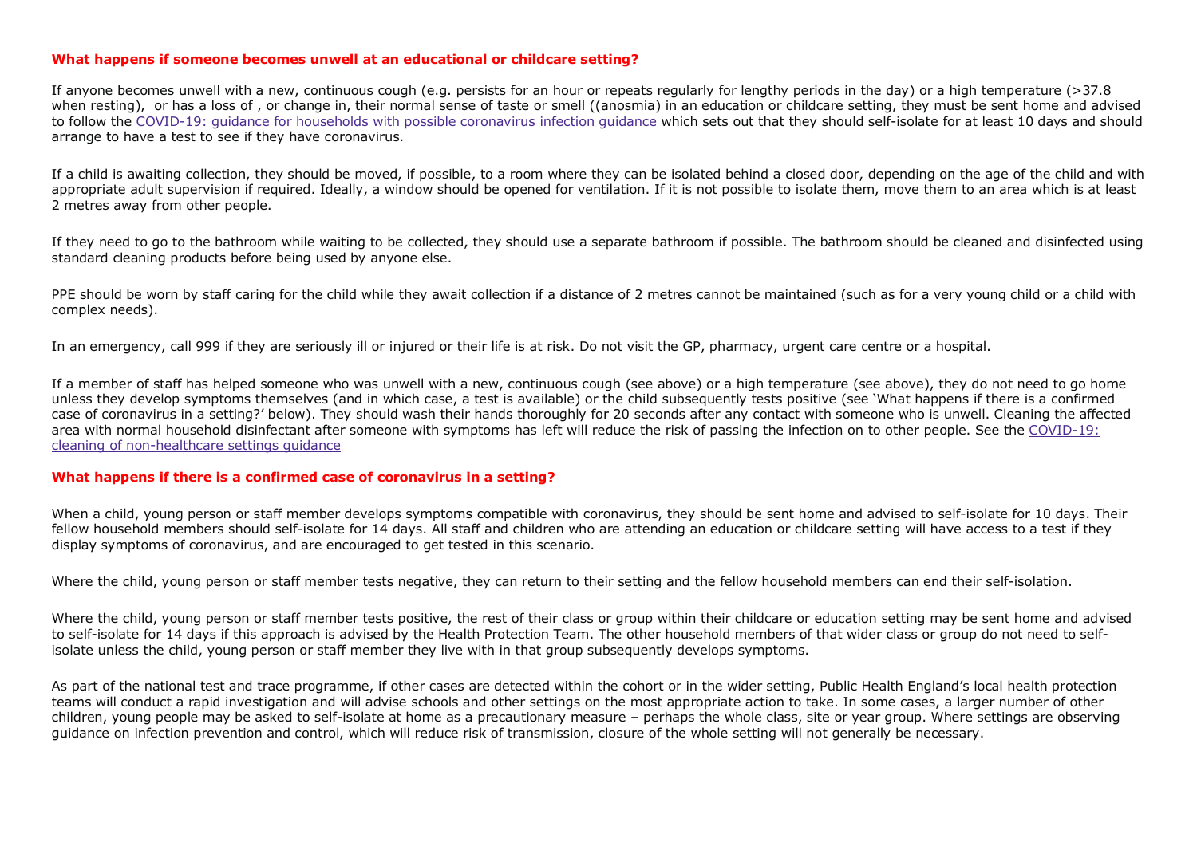## What happens if someone becomes unwell at an educational or childcare setting?

If anyone becomes unwell with a new, continuous cough (e.g. persists for an hour or repeats regularly for lengthy periods in the day) or a high temperature (>37.8 when resting), or has a loss of , or change in, their normal sense of taste or smell ((anosmia) in an education or childcare setting, they must be sent home and advised to follow the [COVID-19: guidance for households with possible coronavirus infection guidance] which sets out that they should self-isolate for at least 10 days and should arrange to have a test to see if they have coronavirus.

If a child is awaiting collection, they should be moved, if possible, to a room where they can be isolated behind a closed door, depending on the age of the child and with appropriate adult supervision if required. Ideally, a window should be opened for ventilation. If it is not possible to isolate them, move them to an area which is at least 2 metres away from other people.

If they need to go to the bathroom while waiting to be collected, they should use a separate bathroom if possible. The bathroom should be cleaned and disinfected using standard cleaning products before being used by anyone else.

PPE should be worn by staff caring for the child while they await collection if a distance of 2 metres cannot be maintained (such as for a very young child or a child with complex needs).

In an emergency, call 999 if they are seriously ill or injured or their life is at risk. Do not visit the GP, pharmacy, urgent care centre or a hospital.

If a member of staff has helped someone who was unwell with a new, continuous cough (see above) or a high temperature (see above), they do not need to go home unless they develop symptoms themselves (and in which case, a test is available) or the child subsequently tests positive (see 'What happens if there is a confirmed case of coronavirus in a setting?' below). They should wash their hands thoroughly for 20 seconds after any contact with someone who is unwell. Cleaning the affected area with normal household disinfectant after someone with symptoms has left will reduce the risk of passing the infection on to other people. See the [COVID-19: cleaning of non-healthcare settings guidance]

## What happens if there is a confirmed case of coronavirus in a setting?

When a child, young person or staff member develops symptoms compatible with coronavirus, they should be sent home and advised to self-isolate for 10 days. Their fellow household members should self-isolate for 14 days. All staff and children who are attending an education or childcare setting will have access to a test if they display symptoms of coronavirus, and are encouraged to get tested in this scenario.

Where the child, young person or staff member tests negative, they can return to their setting and the fellow household members can end their self-isolation.

Where the child, young person or staff member tests positive, the rest of their class or group within their childcare or education setting may be sent home and advised to self-isolate for 14 days if this approach is advised by the Health Protection Team. The other household members of that wider class or group do not need to self-isolate unless the child, young person or staff member they live with in that group subsequently develops symptoms.

As part of the national test and trace programme, if other cases are detected within the cohort or in the wider setting, Public Health England's local health protection teams will conduct a rapid investigation and will advise schools and other settings on the most appropriate action to take. In some cases, a larger number of other children, young people may be asked to self-isolate at home as a precautionary measure – perhaps the whole class, site or year group. Where settings are observing guidance on infection prevention and control, which will reduce risk of transmission, closure of the whole setting will not generally be necessary.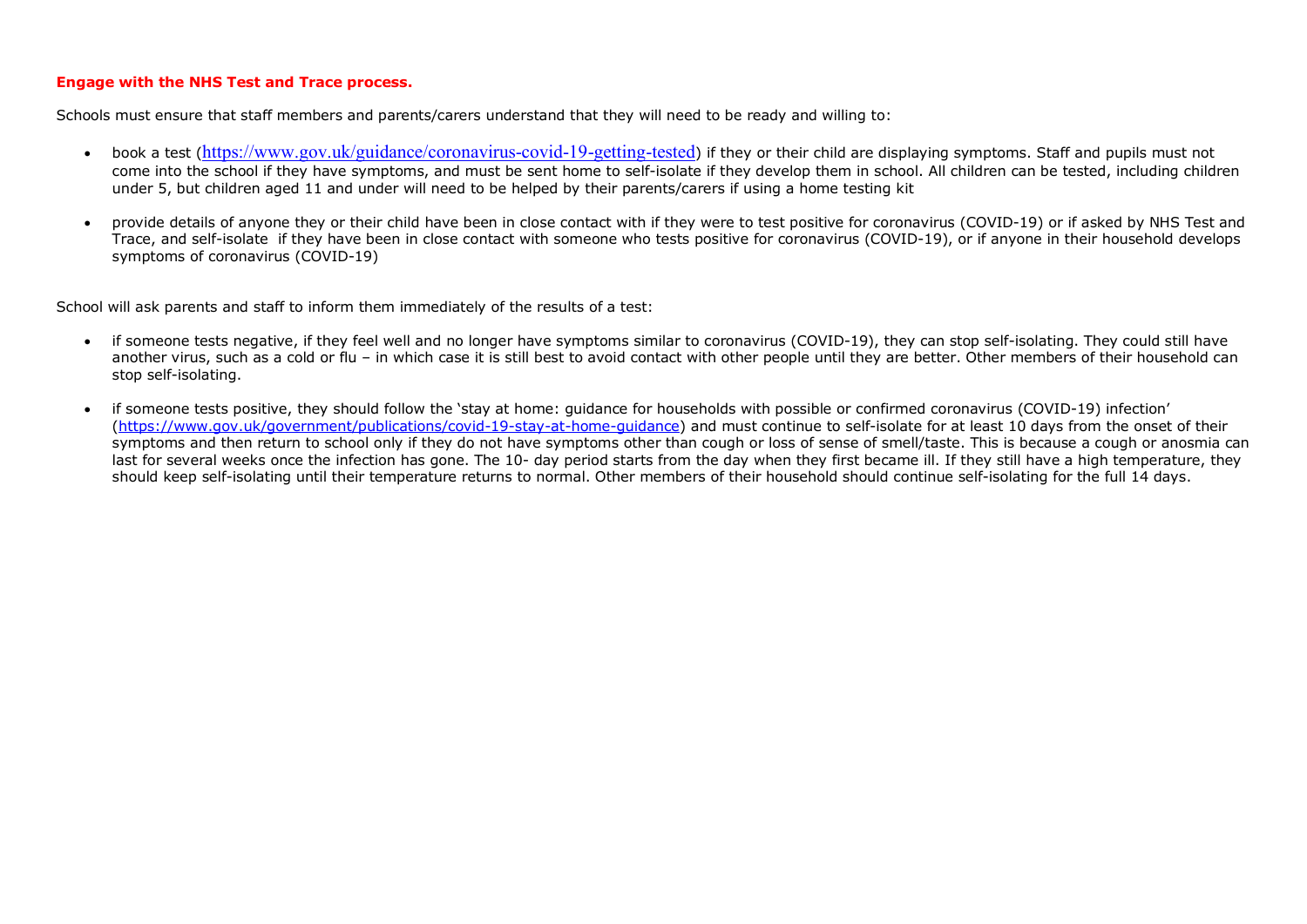**Engage with the NHS Test and Trace process.**

Schools must ensure that staff members and parents/carers understand that they will need to be ready and willing to:

- book a test (https://www.gov.uk/guidance/coronavirus-covid-19-getting-tested) if they or their child are displaying symptoms. Staff and pupils must not come into the school if they have symptoms, and must be sent home to self-isolate if they develop them in school. All children can be tested, including children under 5, but children aged 11 and under will need to be helped by their parents/carers if using a home testing kit

- provide details of anyone they or their child have been in close contact with if they were to test positive for coronavirus (COVID-19) or if asked by NHS Test and Trace, and self-isolate if they have been in close contact with someone who tests positive for coronavirus (COVID-19), or if anyone in their household develops symptoms of coronavirus (COVID-19)

School will ask parents and staff to inform them immediately of the results of a test:

- if someone tests negative, if they feel well and no longer have symptoms similar to coronavirus (COVID-19), they can stop self-isolating. They could still have another virus, such as a cold or flu – in which case it is still best to avoid contact with other people until they are better. Other members of their household can stop self-isolating.

- if someone tests positive, they should follow the 'stay at home: guidance for households with possible or confirmed coronavirus (COVID-19) infection' (https://www.gov.uk/government/publications/covid-19-stay-at-home-guidance) and must continue to self-isolate for at least 10 days from the onset of their symptoms and then return to school only if they do not have symptoms other than cough or loss of sense of smell/taste. This is because a cough or anosmia can last for several weeks once the infection has gone. The 10- day period starts from the day when they first became ill. If they still have a high temperature, they should keep self-isolating until their temperature returns to normal. Other members of their household should continue self-isolating for the full 14 days.